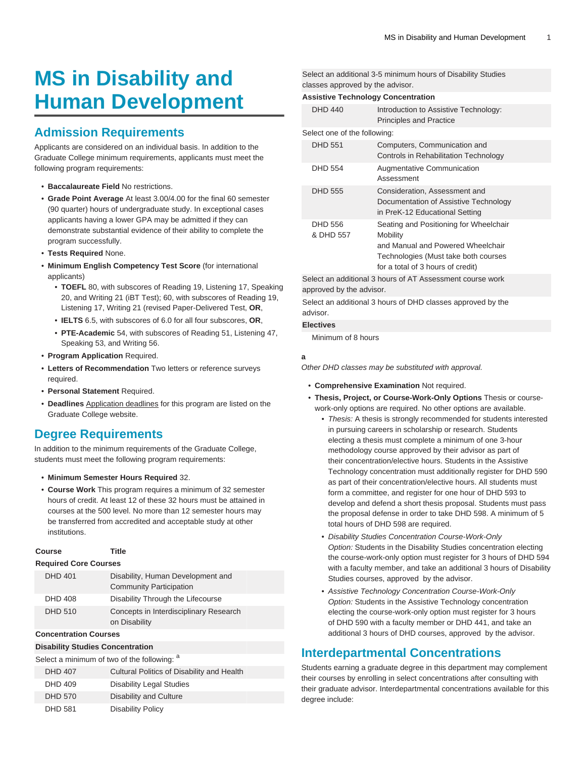# MS in Disability and Human Development

## Admission Requirements

Applicants are considered on an individual basis. In addition to the Graduate College minimum requirements, applicants must meet the following program requirements:

- **Baccalaureate Field** No restrictions.
- **Grade Point Average** At least 3.00/4.00 for the final 60 semester (90 quarter) hours of undergraduate study. In exceptional cases applicants having a lower GPA may be admitted if they can demonstrate substantial evidence of their ability to complete the program successfully.
- **Tests Required** None.
- **Minimum English Competency Test Score** (for international applicants)
  - **TOEFL** 80, with subscores of Reading 19, Listening 17, Speaking 20, and Writing 21 (iBT Test); 60, with subscores of Reading 19, Listening 17, Writing 21 (revised Paper-Delivered Test, **OR**,
  - **IELTS** 6.5, with subscores of 6.0 for all four subscores, **OR**,
  - **PTE-Academic** 54, with subscores of Reading 51, Listening 47, Speaking 53, and Writing 56.
- **Program Application** Required.
- **Letters of Recommendation** Two letters or reference surveys required.
- **Personal Statement** Required.
- **Deadlines** Application deadlines for this program are listed on the Graduate College website.

## Degree Requirements

In addition to the minimum requirements of the Graduate College, students must meet the following program requirements:

- **Minimum Semester Hours Required** 32.
- **Course Work** This program requires a minimum of 32 semester hours of credit. At least 12 of these 32 hours must be attained in courses at the 500 level. No more than 12 semester hours may be transferred from accredited and acceptable study at other institutions.

| Course | Title |
|---|---|
| **Required Core Courses** | |
| DHD 401 | Disability, Human Development and Community Participation |
| DHD 408 | Disability Through the Lifecourse |
| DHD 510 | Concepts in Interdisciplinary Research on Disability |
| **Concentration Courses** | |
| **Disability Studies Concentration** | |
| Select a minimum of two of the following: [a] | |
| DHD 407 | Cultural Politics of Disability and Health |
| DHD 409 | Disability Legal Studies |
| DHD 570 | Disability and Culture |
| DHD 581 | Disability Policy |
| Select an additional 3-5 minimum hours of Disability Studies classes approved by the advisor. | |
| **Assistive Technology Concentration** | |
| DHD 440 | Introduction to Assistive Technology: Principles and Practice |
| Select one of the following: | |
| DHD 551 | Computers, Communication and Controls in Rehabilitation Technology |
| DHD 554 | Augmentative Communication Assessment |
| DHD 555 | Consideration, Assessment and Documentation of Assistive Technology in PreK-12 Educational Setting |
| DHD 556 & DHD 557 | Seating and Positioning for Wheelchair Mobility and Manual and Powered Wheelchair Technologies (Must take both courses for a total of 3 hours of credit) |
| Select an additional 3 hours of AT Assessment course work approved by the advisor. | |
| Select an additional 3 hours of DHD classes approved by the advisor. | |
| **Electives** | |
| Minimum of 8 hours | |

**a**

*Other DHD classes may be substituted with approval.*

- **Comprehensive Examination** Not required.
- **Thesis, Project, or Course-Work-Only Options** Thesis or course-work-only options are required. No other options are available.
  - *Thesis:* A thesis is strongly recommended for students interested in pursuing careers in scholarship or research. Students electing a thesis must complete a minimum of one 3-hour methodology course approved by their advisor as part of their concentration/elective hours. Students in the Assistive Technology concentration must additionally register for DHD 590 as part of their concentration/elective hours. All students must form a committee, and register for one hour of DHD 593 to develop and defend a short thesis proposal. Students must pass the proposal defense in order to take DHD 598. A minimum of 5 total hours of DHD 598 are required.
  - *Disability Studies Concentration Course-Work-Only Option:* Students in the Disability Studies concentration electing the course-work-only option must register for 3 hours of DHD 594 with a faculty member, and take an additional 3 hours of Disability Studies courses, approved by the advisor.
  - *Assistive Technology Concentration Course-Work-Only Option:* Students in the Assistive Technology concentration electing the course-work-only option must register for 3 hours of DHD 590 with a faculty member or DHD 441, and take an additional 3 hours of DHD courses, approved by the advisor.

## Interdepartmental Concentrations

Students earning a graduate degree in this department may complement their courses by enrolling in select concentrations after consulting with their graduate advisor. Interdepartmental concentrations available for this degree include: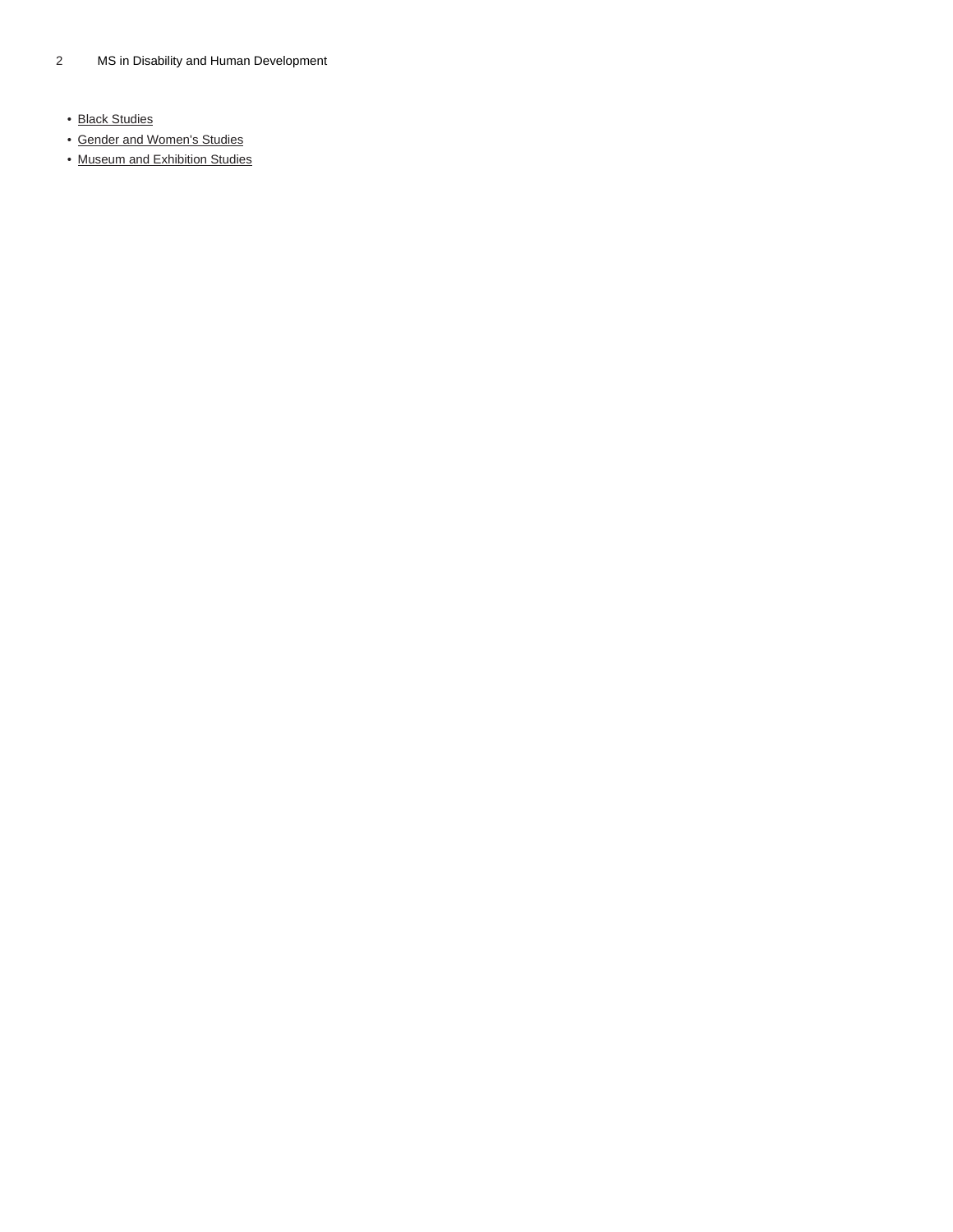- Black Studies
- Gender and Women's Studies
- Museum and Exhibition Studies